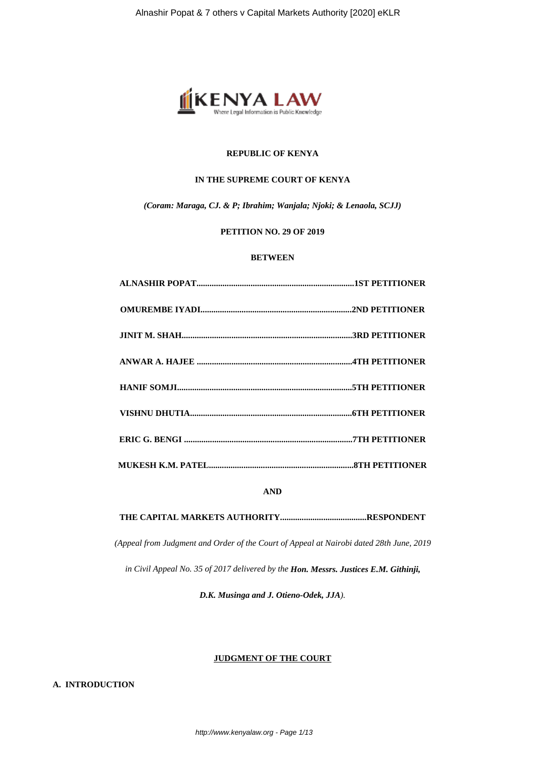**REPUBLIC OF KENYA**

**IN THE SUPREME COURT OF KENYA**

***(Coram: Maraga, CJ. & P; Ibrahim; Wanjala; Njoki; & Lenaola, SCJJ)***

**PETITION NO. 29 OF 2019**

**BETWEEN**

**ALNASHIR POPAT.........................................................................1ST PETITIONER**

**OMUREMBE IYADI......................................................................2ND PETITIONER**

**JINIT M. SHAH..............................................................................3RD PETITIONER**

**ANWAR A. HAJEE .......................................................................4TH PETITIONER**

**HANIF SOMJI.................................................................................5TH PETITIONER**

**VISHNU DHUTIA...........................................................................6TH PETITIONER**

**ERIC G. BENGI .............................................................................7TH PETITIONER**

**MUKESH K.M. PATEL...................................................................8TH PETITIONER**

**AND**

**THE CAPITAL MARKETS AUTHORITY........................................RESPONDENT**

*(Appeal from Judgment and Order of the Court of Appeal at Nairobi dated 28th June, 2019*

*in Civil Appeal No. 35 of 2017 delivered by the* ***Hon. Messrs. Justices E.M. Githinji,***

***D.K. Musinga and J. Otieno-Odek, JJA****).*

## JUDGMENT OF THE COURT

### A. INTRODUCTION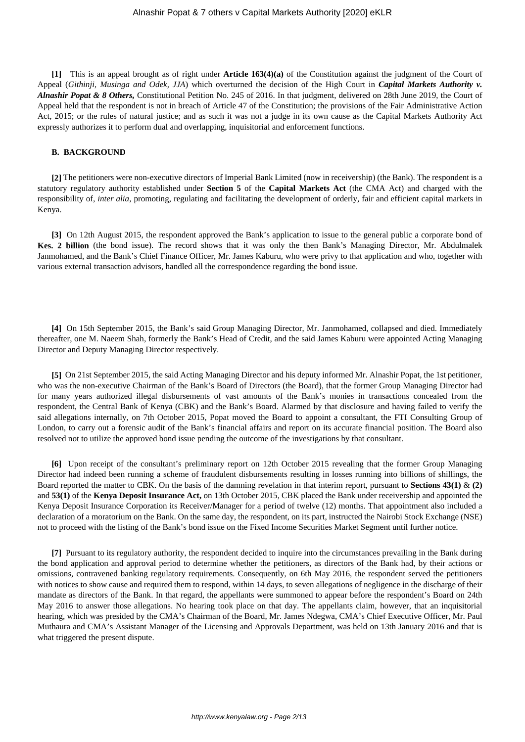**[1]** This is an appeal brought as of right under **Article 163(4)(a)** of the Constitution against the judgment of the Court of Appeal (*Githinji, Musinga and Odek, JJA*) which overturned the decision of the High Court in ***Capital Markets Authority v. Alnashir Popat & 8 Others,*** Constitutional Petition No. 245 of 2016. In that judgment, delivered on 28th June 2019, the Court of Appeal held that the respondent is not in breach of Article 47 of the Constitution; the provisions of the Fair Administrative Action Act, 2015; or the rules of natural justice; and as such it was not a judge in its own cause as the Capital Markets Authority Act expressly authorizes it to perform dual and overlapping, inquisitorial and enforcement functions.

### B. BACKGROUND

**[2]** The petitioners were non-executive directors of Imperial Bank Limited (now in receivership) (the Bank). The respondent is a statutory regulatory authority established under **Section 5** of the **Capital Markets Act** (the CMA Act) and charged with the responsibility of, *inter alia*, promoting, regulating and facilitating the development of orderly, fair and efficient capital markets in Kenya.

**[3]** On 12th August 2015, the respondent approved the Bank's application to issue to the general public a corporate bond of **Kes. 2 billion** (the bond issue). The record shows that it was only the then Bank's Managing Director, Mr. Abdulmalek Janmohamed, and the Bank's Chief Finance Officer, Mr. James Kaburu, who were privy to that application and who, together with various external transaction advisors, handled all the correspondence regarding the bond issue.

**[4]** On 15th September 2015, the Bank's said Group Managing Director, Mr. Janmohamed, collapsed and died. Immediately thereafter, one M. Naeem Shah, formerly the Bank's Head of Credit, and the said James Kaburu were appointed Acting Managing Director and Deputy Managing Director respectively.

**[5]** On 21st September 2015, the said Acting Managing Director and his deputy informed Mr. Alnashir Popat, the 1st petitioner, who was the non-executive Chairman of the Bank's Board of Directors (the Board), that the former Group Managing Director had for many years authorized illegal disbursements of vast amounts of the Bank's monies in transactions concealed from the respondent, the Central Bank of Kenya (CBK) and the Bank's Board. Alarmed by that disclosure and having failed to verify the said allegations internally, on 7th October 2015, Popat moved the Board to appoint a consultant, the FTI Consulting Group of London, to carry out a forensic audit of the Bank's financial affairs and report on its accurate financial position. The Board also resolved not to utilize the approved bond issue pending the outcome of the investigations by that consultant.

**[6]** Upon receipt of the consultant's preliminary report on 12th October 2015 revealing that the former Group Managing Director had indeed been running a scheme of fraudulent disbursements resulting in losses running into billions of shillings, the Board reported the matter to CBK. On the basis of the damning revelation in that interim report, pursuant to **Sections 43(1)** & **(2)** and **53(1)** of the **Kenya Deposit Insurance Act,** on 13th October 2015, CBK placed the Bank under receivership and appointed the Kenya Deposit Insurance Corporation its Receiver/Manager for a period of twelve (12) months. That appointment also included a declaration of a moratorium on the Bank. On the same day, the respondent, on its part, instructed the Nairobi Stock Exchange (NSE) not to proceed with the listing of the Bank's bond issue on the Fixed Income Securities Market Segment until further notice.

**[7]** Pursuant to its regulatory authority, the respondent decided to inquire into the circumstances prevailing in the Bank during the bond application and approval period to determine whether the petitioners, as directors of the Bank had, by their actions or omissions, contravened banking regulatory requirements. Consequently, on 6th May 2016, the respondent served the petitioners with notices to show cause and required them to respond, within 14 days, to seven allegations of negligence in the discharge of their mandate as directors of the Bank. In that regard, the appellants were summoned to appear before the respondent's Board on 24th May 2016 to answer those allegations. No hearing took place on that day. The appellants claim, however, that an inquisitorial hearing, which was presided by the CMA's Chairman of the Board, Mr. James Ndegwa, CMA's Chief Executive Officer, Mr. Paul Muthaura and CMA's Assistant Manager of the Licensing and Approvals Department, was held on 13th January 2016 and that is what triggered the present dispute.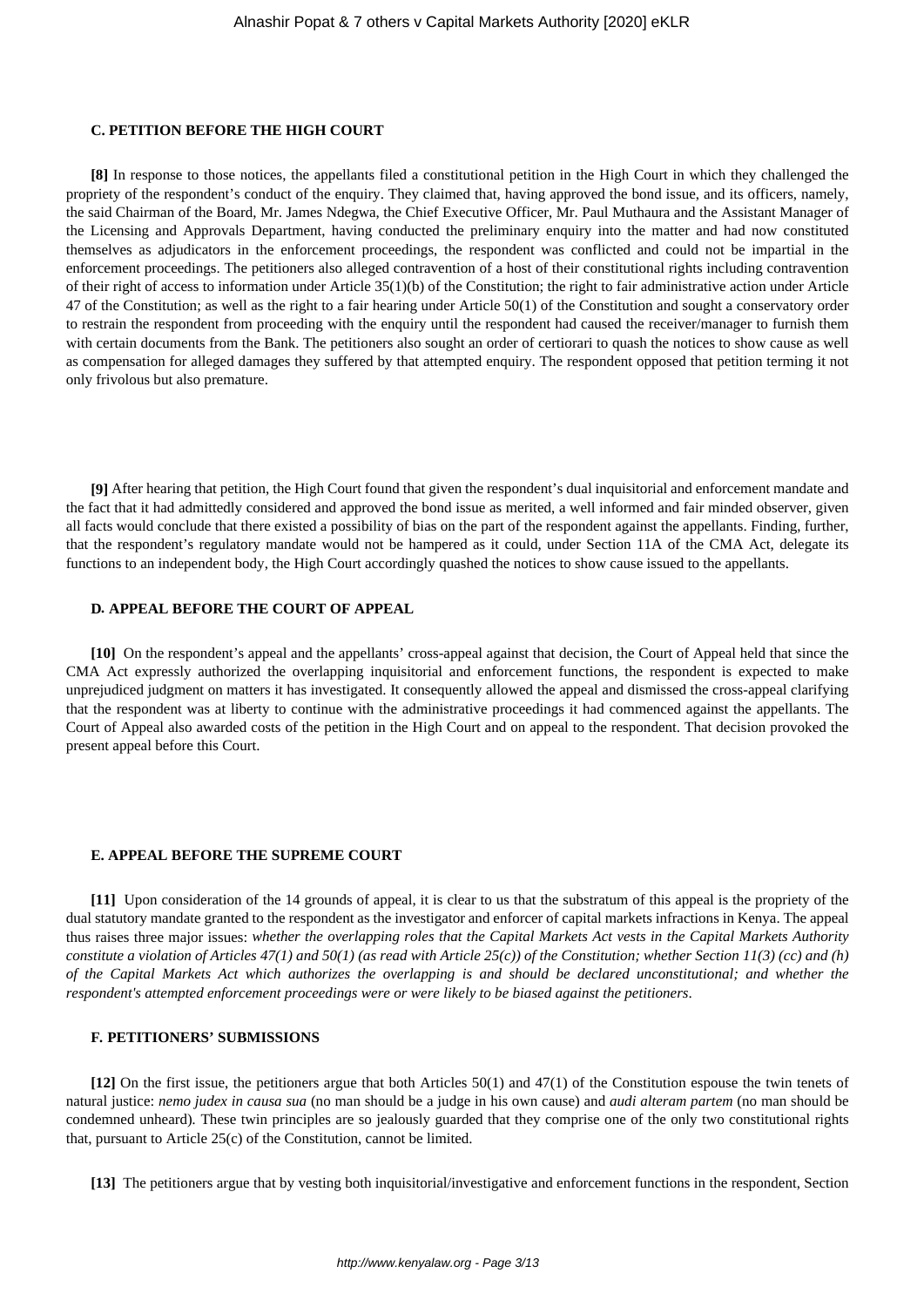### C. PETITION BEFORE THE HIGH COURT

**[8]** In response to those notices, the appellants filed a constitutional petition in the High Court in which they challenged the propriety of the respondent's conduct of the enquiry. They claimed that, having approved the bond issue, and its officers, namely, the said Chairman of the Board, Mr. James Ndegwa, the Chief Executive Officer, Mr. Paul Muthaura and the Assistant Manager of the Licensing and Approvals Department, having conducted the preliminary enquiry into the matter and had now constituted themselves as adjudicators in the enforcement proceedings, the respondent was conflicted and could not be impartial in the enforcement proceedings. The petitioners also alleged contravention of a host of their constitutional rights including contravention of their right of access to information under Article 35(1)(b) of the Constitution; the right to fair administrative action under Article 47 of the Constitution; as well as the right to a fair hearing under Article 50(1) of the Constitution and sought a conservatory order to restrain the respondent from proceeding with the enquiry until the respondent had caused the receiver/manager to furnish them with certain documents from the Bank. The petitioners also sought an order of certiorari to quash the notices to show cause as well as compensation for alleged damages they suffered by that attempted enquiry. The respondent opposed that petition terming it not only frivolous but also premature.

**[9]** After hearing that petition, the High Court found that given the respondent's dual inquisitorial and enforcement mandate and the fact that it had admittedly considered and approved the bond issue as merited, a well informed and fair minded observer, given all facts would conclude that there existed a possibility of bias on the part of the respondent against the appellants. Finding, further, that the respondent's regulatory mandate would not be hampered as it could, under Section 11A of the CMA Act, delegate its functions to an independent body, the High Court accordingly quashed the notices to show cause issued to the appellants.

### D. APPEAL BEFORE THE COURT OF APPEAL

**[10]** On the respondent's appeal and the appellants' cross-appeal against that decision, the Court of Appeal held that since the CMA Act expressly authorized the overlapping inquisitorial and enforcement functions, the respondent is expected to make unprejudiced judgment on matters it has investigated. It consequently allowed the appeal and dismissed the cross-appeal clarifying that the respondent was at liberty to continue with the administrative proceedings it had commenced against the appellants. The Court of Appeal also awarded costs of the petition in the High Court and on appeal to the respondent. That decision provoked the present appeal before this Court.

### E. APPEAL BEFORE THE SUPREME COURT

**[11]** Upon consideration of the 14 grounds of appeal, it is clear to us that the substratum of this appeal is the propriety of the dual statutory mandate granted to the respondent as the investigator and enforcer of capital markets infractions in Kenya. The appeal thus raises three major issues: *whether the overlapping roles that the Capital Markets Act vests in the Capital Markets Authority constitute a violation of Articles 47(1) and 50(1) (as read with Article 25(c)) of the Constitution; whether Section 11(3) (cc) and (h) of the Capital Markets Act which authorizes the overlapping is and should be declared unconstitutional; and whether the respondent's attempted enforcement proceedings were or were likely to be biased against the petitioners*.

### F. PETITIONERS' SUBMISSIONS

**[12]** On the first issue, the petitioners argue that both Articles 50(1) and 47(1) of the Constitution espouse the twin tenets of natural justice: *nemo judex in causa sua* (no man should be a judge in his own cause) and *audi alteram partem* (no man should be condemned unheard). These twin principles are so jealously guarded that they comprise one of the only two constitutional rights that, pursuant to Article 25(c) of the Constitution, cannot be limited.

**[13]** The petitioners argue that by vesting both inquisitorial/investigative and enforcement functions in the respondent, Section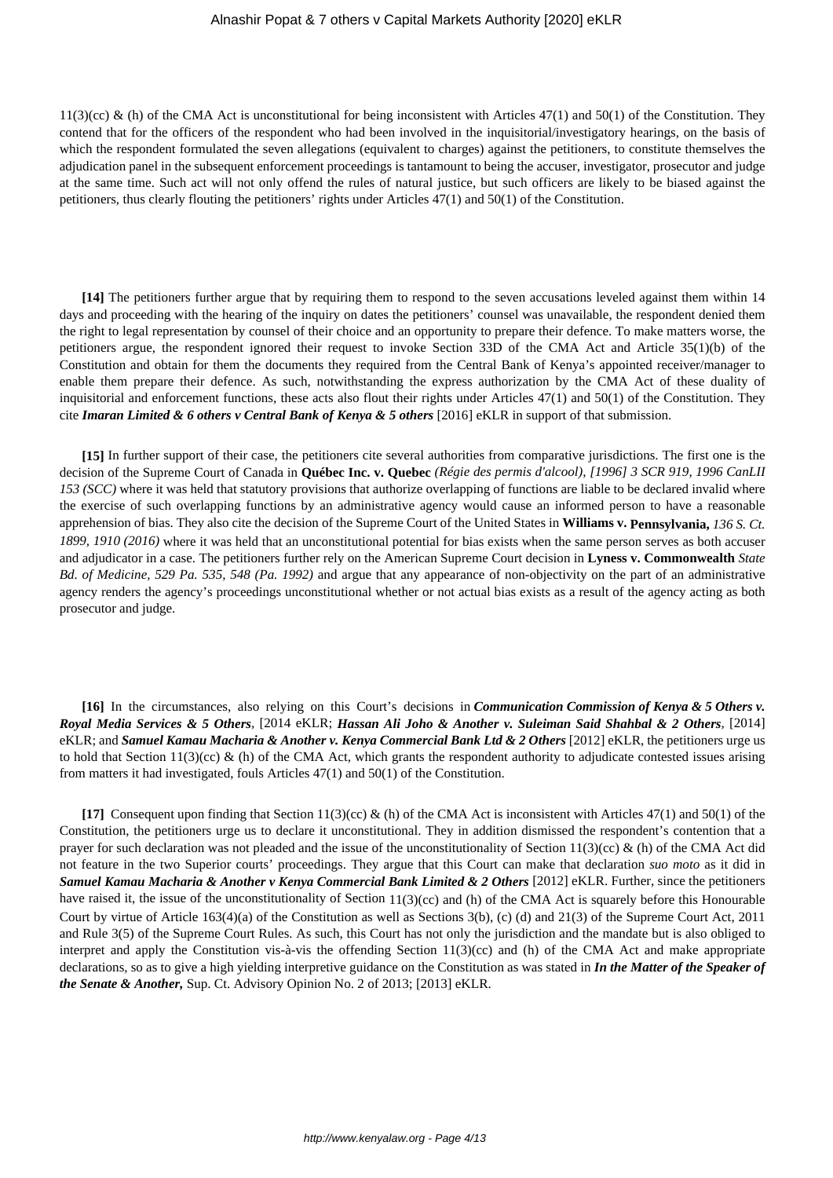11(3)(cc) & (h) of the CMA Act is unconstitutional for being inconsistent with Articles 47(1) and 50(1) of the Constitution. They contend that for the officers of the respondent who had been involved in the inquisitorial/investigatory hearings, on the basis of which the respondent formulated the seven allegations (equivalent to charges) against the petitioners, to constitute themselves the adjudication panel in the subsequent enforcement proceedings is tantamount to being the accuser, investigator, prosecutor and judge at the same time. Such act will not only offend the rules of natural justice, but such officers are likely to be biased against the petitioners, thus clearly flouting the petitioners' rights under Articles 47(1) and 50(1) of the Constitution.

**[14]** The petitioners further argue that by requiring them to respond to the seven accusations leveled against them within 14 days and proceeding with the hearing of the inquiry on dates the petitioners' counsel was unavailable, the respondent denied them the right to legal representation by counsel of their choice and an opportunity to prepare their defence. To make matters worse, the petitioners argue, the respondent ignored their request to invoke Section 33D of the CMA Act and Article 35(1)(b) of the Constitution and obtain for them the documents they required from the Central Bank of Kenya's appointed receiver/manager to enable them prepare their defence. As such, notwithstanding the express authorization by the CMA Act of these duality of inquisitorial and enforcement functions, these acts also flout their rights under Articles 47(1) and 50(1) of the Constitution. They cite ***Imaran Limited & 6 others v Central Bank of Kenya & 5 others*** [2016] eKLR in support of that submission.

**[15]** In further support of their case, the petitioners cite several authorities from comparative jurisdictions. The first one is the decision of the Supreme Court of Canada in **Québec Inc. v. Quebec** *(Régie des permis d'alcool), [1996] 3 SCR 919, 1996 CanLII 153 (SCC)* where it was held that statutory provisions that authorize overlapping of functions are liable to be declared invalid where the exercise of such overlapping functions by an administrative agency would cause an informed person to have a reasonable apprehension of bias. They also cite the decision of the Supreme Court of the United States in **Williams v. Pennsylvania,** *136 S. Ct. 1899, 1910 (2016)* where it was held that an unconstitutional potential for bias exists when the same person serves as both accuser and adjudicator in a case. The petitioners further rely on the American Supreme Court decision in **Lyness v. Commonwealth** *State Bd. of Medicine, 529 Pa. 535, 548 (Pa. 1992)* and argue that any appearance of non-objectivity on the part of an administrative agency renders the agency's proceedings unconstitutional whether or not actual bias exists as a result of the agency acting as both prosecutor and judge.

**[16]** In the circumstances, also relying on this Court's decisions in ***Communication Commission of Kenya & 5 Others v. Royal Media Services & 5 Others***, [2014 eKLR; ***Hassan Ali Joho & Another v. Suleiman Said Shahbal & 2 Others***, [2014] eKLR; and ***Samuel Kamau Macharia & Another v. Kenya Commercial Bank Ltd & 2 Others*** [2012] eKLR, the petitioners urge us to hold that Section 11(3)(cc) & (h) of the CMA Act, which grants the respondent authority to adjudicate contested issues arising from matters it had investigated, fouls Articles 47(1) and 50(1) of the Constitution.

**[17]** Consequent upon finding that Section 11(3)(cc) & (h) of the CMA Act is inconsistent with Articles 47(1) and 50(1) of the Constitution, the petitioners urge us to declare it unconstitutional. They in addition dismissed the respondent's contention that a prayer for such declaration was not pleaded and the issue of the unconstitutionality of Section 11(3)(cc) & (h) of the CMA Act did not feature in the two Superior courts' proceedings. They argue that this Court can make that declaration *suo moto* as it did in ***Samuel Kamau Macharia & Another v Kenya Commercial Bank Limited & 2 Others*** [2012] eKLR. Further, since the petitioners have raised it, the issue of the unconstitutionality of Section 11(3)(cc) and (h) of the CMA Act is squarely before this Honourable Court by virtue of Article 163(4)(a) of the Constitution as well as Sections 3(b), (c) (d) and 21(3) of the Supreme Court Act, 2011 and Rule 3(5) of the Supreme Court Rules. As such, this Court has not only the jurisdiction and the mandate but is also obliged to interpret and apply the Constitution vis-à-vis the offending Section 11(3)(cc) and (h) of the CMA Act and make appropriate declarations, so as to give a high yielding interpretive guidance on the Constitution as was stated in ***In the Matter of the Speaker of the Senate & Another,*** Sup. Ct. Advisory Opinion No. 2 of 2013; [2013] eKLR.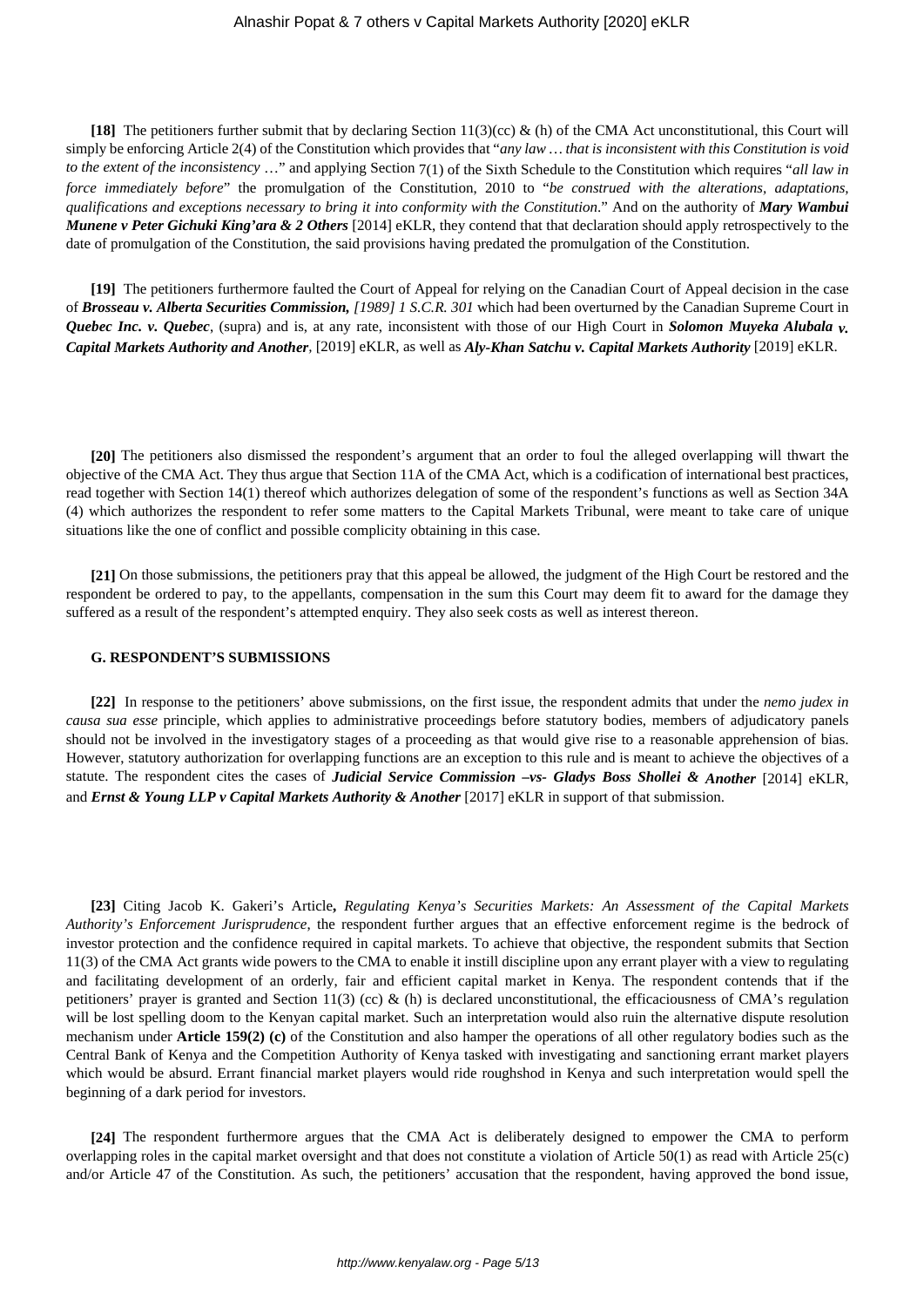**[18]** The petitioners further submit that by declaring Section 11(3)(cc) & (h) of the CMA Act unconstitutional, this Court will simply be enforcing Article 2(4) of the Constitution which provides that "*any law … that is inconsistent with this Constitution is void to the extent of the inconsistency* …" and applying Section 7(1) of the Sixth Schedule to the Constitution which requires "*all law in force immediately before*" the promulgation of the Constitution, 2010 to "*be construed with the alterations, adaptations, qualifications and exceptions necessary to bring it into conformity with the Constitution*." And on the authority of ***Mary Wambui Munene v Peter Gichuki King'ara & 2 Others*** [2014] eKLR, they contend that that declaration should apply retrospectively to the date of promulgation of the Constitution, the said provisions having predated the promulgation of the Constitution.

**[19]** The petitioners furthermore faulted the Court of Appeal for relying on the Canadian Court of Appeal decision in the case of ***Brosseau v. Alberta Securities Commission,*** *[1989] 1 S.C.R. 301* which had been overturned by the Canadian Supreme Court in ***Quebec Inc. v. Quebec***, (supra) and is, at any rate, inconsistent with those of our High Court in ***Solomon Muyeka Alubala v. Capital Markets Authority and Another***, [2019] eKLR, as well as ***Aly-Khan Satchu v. Capital Markets Authority*** [2019] eKLR.

**[20]** The petitioners also dismissed the respondent's argument that an order to foul the alleged overlapping will thwart the objective of the CMA Act. They thus argue that Section 11A of the CMA Act, which is a codification of international best practices, read together with Section 14(1) thereof which authorizes delegation of some of the respondent's functions as well as Section 34A (4) which authorizes the respondent to refer some matters to the Capital Markets Tribunal, were meant to take care of unique situations like the one of conflict and possible complicity obtaining in this case.

**[21]** On those submissions, the petitioners pray that this appeal be allowed, the judgment of the High Court be restored and the respondent be ordered to pay, to the appellants, compensation in the sum this Court may deem fit to award for the damage they suffered as a result of the respondent's attempted enquiry. They also seek costs as well as interest thereon.

#### G. RESPONDENT'S SUBMISSIONS

**[22]** In response to the petitioners' above submissions, on the first issue, the respondent admits that under the *nemo judex in causa sua esse* principle, which applies to administrative proceedings before statutory bodies, members of adjudicatory panels should not be involved in the investigatory stages of a proceeding as that would give rise to a reasonable apprehension of bias. However, statutory authorization for overlapping functions are an exception to this rule and is meant to achieve the objectives of a statute. The respondent cites the cases of ***Judicial Service Commission –vs- Gladys Boss Shollei & Another*** [2014] eKLR, and ***Ernst & Young LLP v Capital Markets Authority & Another*** [2017] eKLR in support of that submission.

**[23]** Citing Jacob K. Gakeri's Article**,** *Regulating Kenya's Securities Markets: An Assessment of the Capital Markets Authority's Enforcement Jurisprudence*, the respondent further argues that an effective enforcement regime is the bedrock of investor protection and the confidence required in capital markets. To achieve that objective, the respondent submits that Section 11(3) of the CMA Act grants wide powers to the CMA to enable it instill discipline upon any errant player with a view to regulating and facilitating development of an orderly, fair and efficient capital market in Kenya. The respondent contends that if the petitioners' prayer is granted and Section 11(3) (cc) & (h) is declared unconstitutional, the efficaciousness of CMA's regulation will be lost spelling doom to the Kenyan capital market. Such an interpretation would also ruin the alternative dispute resolution mechanism under **Article 159(2) (c)** of the Constitution and also hamper the operations of all other regulatory bodies such as the Central Bank of Kenya and the Competition Authority of Kenya tasked with investigating and sanctioning errant market players which would be absurd. Errant financial market players would ride roughshod in Kenya and such interpretation would spell the beginning of a dark period for investors.

**[24]** The respondent furthermore argues that the CMA Act is deliberately designed to empower the CMA to perform overlapping roles in the capital market oversight and that does not constitute a violation of Article 50(1) as read with Article 25(c) and/or Article 47 of the Constitution. As such, the petitioners' accusation that the respondent, having approved the bond issue,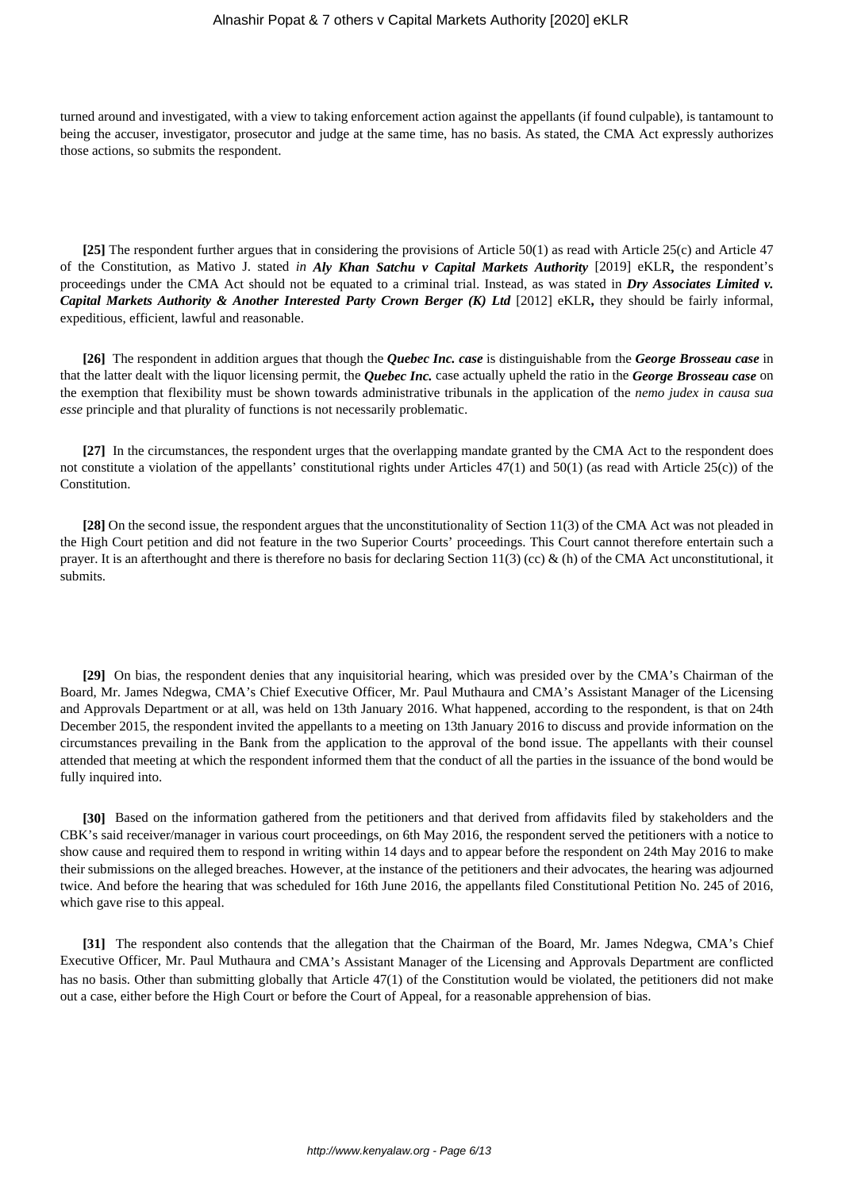turned around and investigated, with a view to taking enforcement action against the appellants (if found culpable), is tantamount to being the accuser, investigator, prosecutor and judge at the same time, has no basis. As stated, the CMA Act expressly authorizes those actions, so submits the respondent.

**[25]** The respondent further argues that in considering the provisions of Article 50(1) as read with Article 25(c) and Article 47 of the Constitution, as Mativo J. stated *in* ***Aly Khan Satchu v Capital Markets Authority*** [2019] eKLR**,** the respondent's proceedings under the CMA Act should not be equated to a criminal trial. Instead, as was stated in ***Dry Associates Limited v. Capital Markets Authority & Another Interested Party Crown Berger (K) Ltd*** [2012] eKLR**,** they should be fairly informal, expeditious, efficient, lawful and reasonable.

**[26]** The respondent in addition argues that though the ***Quebec Inc. case*** is distinguishable from the ***George Brosseau case*** in that the latter dealt with the liquor licensing permit, the ***Quebec Inc.*** case actually upheld the ratio in the ***George Brosseau case*** on the exemption that flexibility must be shown towards administrative tribunals in the application of the *nemo judex in causa sua esse* principle and that plurality of functions is not necessarily problematic.

**[27]** In the circumstances, the respondent urges that the overlapping mandate granted by the CMA Act to the respondent does not constitute a violation of the appellants' constitutional rights under Articles 47(1) and 50(1) (as read with Article 25(c)) of the Constitution.

**[28]** On the second issue, the respondent argues that the unconstitutionality of Section 11(3) of the CMA Act was not pleaded in the High Court petition and did not feature in the two Superior Courts' proceedings. This Court cannot therefore entertain such a prayer. It is an afterthought and there is therefore no basis for declaring Section 11(3) (cc) & (h) of the CMA Act unconstitutional, it submits.

**[29]** On bias, the respondent denies that any inquisitorial hearing, which was presided over by the CMA's Chairman of the Board, Mr. James Ndegwa, CMA's Chief Executive Officer, Mr. Paul Muthaura and CMA's Assistant Manager of the Licensing and Approvals Department or at all, was held on 13th January 2016. What happened, according to the respondent, is that on 24th December 2015, the respondent invited the appellants to a meeting on 13th January 2016 to discuss and provide information on the circumstances prevailing in the Bank from the application to the approval of the bond issue. The appellants with their counsel attended that meeting at which the respondent informed them that the conduct of all the parties in the issuance of the bond would be fully inquired into.

**[30]** Based on the information gathered from the petitioners and that derived from affidavits filed by stakeholders and the CBK's said receiver/manager in various court proceedings, on 6th May 2016, the respondent served the petitioners with a notice to show cause and required them to respond in writing within 14 days and to appear before the respondent on 24th May 2016 to make their submissions on the alleged breaches. However, at the instance of the petitioners and their advocates, the hearing was adjourned twice. And before the hearing that was scheduled for 16th June 2016, the appellants filed Constitutional Petition No. 245 of 2016, which gave rise to this appeal.

**[31]** The respondent also contends that the allegation that the Chairman of the Board, Mr. James Ndegwa, CMA's Chief Executive Officer, Mr. Paul Muthaura and CMA's Assistant Manager of the Licensing and Approvals Department are conflicted has no basis. Other than submitting globally that Article 47(1) of the Constitution would be violated, the petitioners did not make out a case, either before the High Court or before the Court of Appeal, for a reasonable apprehension of bias.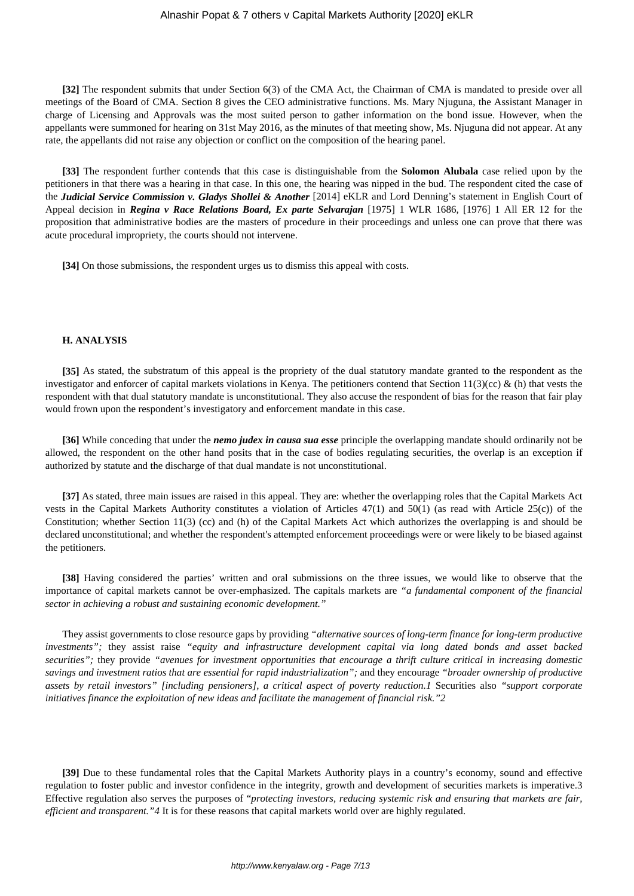**[32]** The respondent submits that under Section 6(3) of the CMA Act, the Chairman of CMA is mandated to preside over all meetings of the Board of CMA. Section 8 gives the CEO administrative functions. Ms. Mary Njuguna, the Assistant Manager in charge of Licensing and Approvals was the most suited person to gather information on the bond issue. However, when the appellants were summoned for hearing on 31st May 2016, as the minutes of that meeting show, Ms. Njuguna did not appear. At any rate, the appellants did not raise any objection or conflict on the composition of the hearing panel.

**[33]** The respondent further contends that this case is distinguishable from the **Solomon Alubala** case relied upon by the petitioners in that there was a hearing in that case. In this one, the hearing was nipped in the bud. The respondent cited the case of the ***Judicial Service Commission v. Gladys Shollei & Another*** [2014] eKLR and Lord Denning's statement in English Court of Appeal decision in ***Regina v Race Relations Board, Ex parte Selvarajan*** [1975] 1 WLR 1686, [1976] 1 All ER 12 for the proposition that administrative bodies are the masters of procedure in their proceedings and unless one can prove that there was acute procedural impropriety, the courts should not intervene.

**[34]** On those submissions, the respondent urges us to dismiss this appeal with costs.

## H. ANALYSIS

**[35]** As stated, the substratum of this appeal is the propriety of the dual statutory mandate granted to the respondent as the investigator and enforcer of capital markets violations in Kenya. The petitioners contend that Section 11(3)(cc) & (h) that vests the respondent with that dual statutory mandate is unconstitutional. They also accuse the respondent of bias for the reason that fair play would frown upon the respondent's investigatory and enforcement mandate in this case.

**[36]** While conceding that under the ***nemo judex in causa sua esse*** principle the overlapping mandate should ordinarily not be allowed, the respondent on the other hand posits that in the case of bodies regulating securities, the overlap is an exception if authorized by statute and the discharge of that dual mandate is not unconstitutional.

**[37]** As stated, three main issues are raised in this appeal. They are: whether the overlapping roles that the Capital Markets Act vests in the Capital Markets Authority constitutes a violation of Articles 47(1) and 50(1) (as read with Article 25(c)) of the Constitution; whether Section 11(3) (cc) and (h) of the Capital Markets Act which authorizes the overlapping is and should be declared unconstitutional; and whether the respondent's attempted enforcement proceedings were or were likely to be biased against the petitioners.

**[38]** Having considered the parties' written and oral submissions on the three issues, we would like to observe that the importance of capital markets cannot be over-emphasized. The capitals markets are *"a fundamental component of the financial sector in achieving a robust and sustaining economic development."*

They assist governments to close resource gaps by providing *"alternative sources of long-term finance for long-term productive investments";* they assist raise *"equity and infrastructure development capital via long dated bonds and asset backed securities";* they provide *"avenues for investment opportunities that encourage a thrift culture critical in increasing domestic savings and investment ratios that are essential for rapid industrialization";* and they encourage *"broader ownership of productive assets by retail investors" [including pensioners], a critical aspect of poverty reduction.*[1] Securities also *"support corporate initiatives finance the exploitation of new ideas and facilitate the management of financial risk."*[2]

**[39]** Due to these fundamental roles that the Capital Markets Authority plays in a country's economy, sound and effective regulation to foster public and investor confidence in the integrity, growth and development of securities markets is imperative.[3] Effective regulation also serves the purposes of "*protecting investors, reducing systemic risk and ensuring that markets are fair, efficient and transparent."*[4] It is for these reasons that capital markets world over are highly regulated.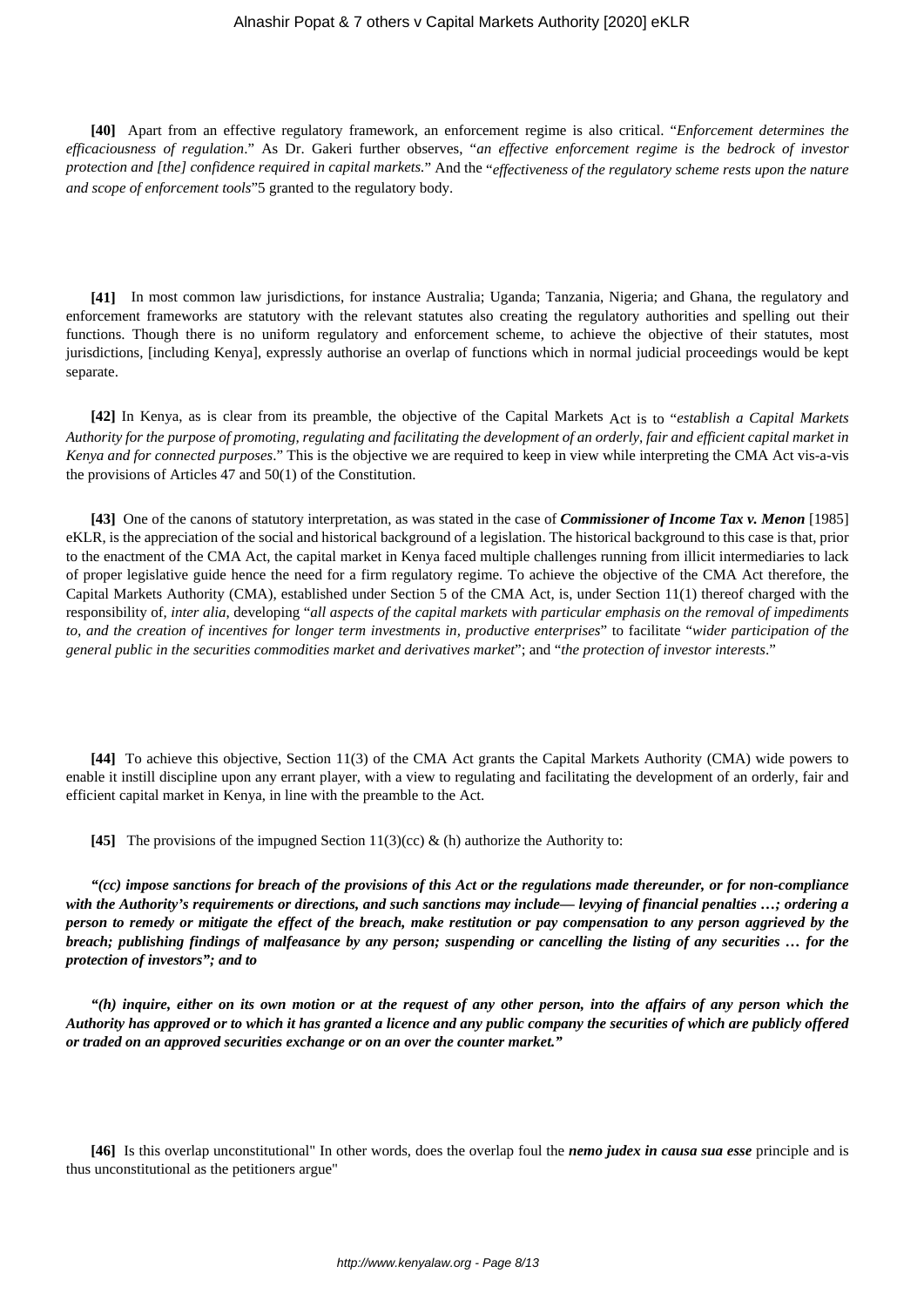**[40]** Apart from an effective regulatory framework, an enforcement regime is also critical. "*Enforcement determines the efficaciousness of regulation*." As Dr. Gakeri further observes, "*an effective enforcement regime is the bedrock of investor protection and [the] confidence required in capital markets.*" And the "*effectiveness of the regulatory scheme rests upon the nature and scope of enforcement tools*"5 granted to the regulatory body.

**[41]** In most common law jurisdictions, for instance Australia; Uganda; Tanzania, Nigeria; and Ghana, the regulatory and enforcement frameworks are statutory with the relevant statutes also creating the regulatory authorities and spelling out their functions. Though there is no uniform regulatory and enforcement scheme, to achieve the objective of their statutes, most jurisdictions, [including Kenya], expressly authorise an overlap of functions which in normal judicial proceedings would be kept separate.

**[42]** In Kenya, as is clear from its preamble, the objective of the Capital Markets Act is to "*establish a Capital Markets Authority for the purpose of promoting, regulating and facilitating the development of an orderly, fair and efficient capital market in Kenya and for connected purposes*." This is the objective we are required to keep in view while interpreting the CMA Act vis-a-vis the provisions of Articles 47 and 50(1) of the Constitution.

**[43]** One of the canons of statutory interpretation, as was stated in the case of ***Commissioner of Income Tax v. Menon*** [1985] eKLR, is the appreciation of the social and historical background of a legislation. The historical background to this case is that, prior to the enactment of the CMA Act, the capital market in Kenya faced multiple challenges running from illicit intermediaries to lack of proper legislative guide hence the need for a firm regulatory regime. To achieve the objective of the CMA Act therefore, the Capital Markets Authority (CMA), established under Section 5 of the CMA Act, is, under Section 11(1) thereof charged with the responsibility of, *inter alia*, developing "*all aspects of the capital markets with particular emphasis on the removal of impediments to, and the creation of incentives for longer term investments in, productive enterprises*" to facilitate "*wider participation of the general public in the securities commodities market and derivatives market*"; and "*the protection of investor interests*."

**[44]** To achieve this objective, Section 11(3) of the CMA Act grants the Capital Markets Authority (CMA) wide powers to enable it instill discipline upon any errant player, with a view to regulating and facilitating the development of an orderly, fair and efficient capital market in Kenya, in line with the preamble to the Act.

**[45]** The provisions of the impugned Section 11(3)(cc) & (h) authorize the Authority to:

***"(cc) impose sanctions for breach of the provisions of this Act or the regulations made thereunder, or for non-compliance with the Authority's requirements or directions, and such sanctions may include— levying of financial penalties …; ordering a person to remedy or mitigate the effect of the breach, make restitution or pay compensation to any person aggrieved by the breach; publishing findings of malfeasance by any person; suspending or cancelling the listing of any securities … for the protection of investors"; and to***

***"(h) inquire, either on its own motion or at the request of any other person, into the affairs of any person which the Authority has approved or to which it has granted a licence and any public company the securities of which are publicly offered or traded on an approved securities exchange or on an over the counter market."***

**[46]** Is this overlap unconstitutional" In other words, does the overlap foul the ***nemo judex in causa sua esse*** principle and is thus unconstitutional as the petitioners argue"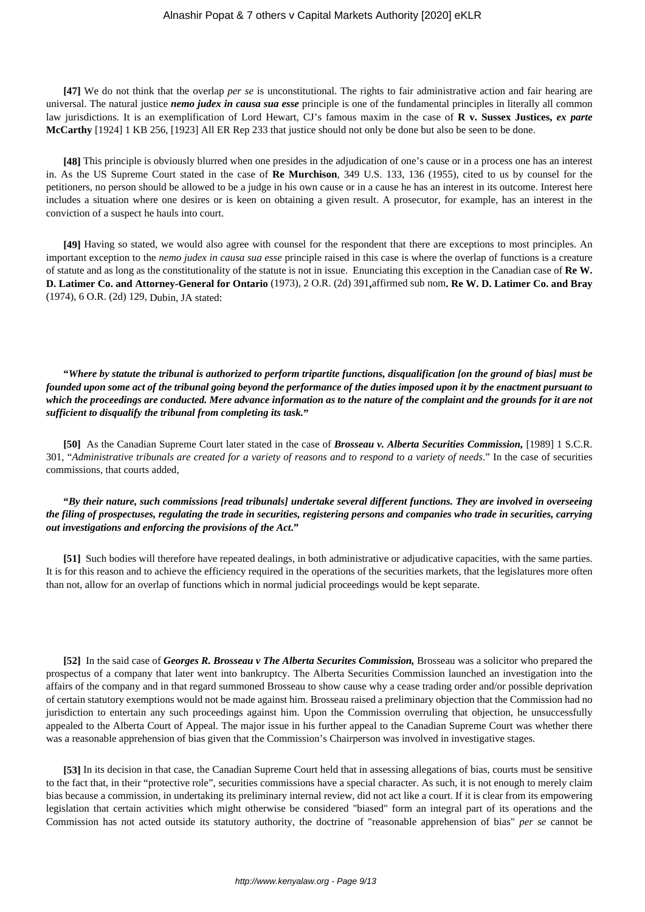**[47]** We do not think that the overlap *per se* is unconstitutional. The rights to fair administrative action and fair hearing are universal. The natural justice ***nemo judex in causa sua esse*** principle is one of the fundamental principles in literally all common law jurisdictions. It is an exemplification of Lord Hewart, CJ's famous maxim in the case of **R v. Sussex Justices,** ***ex parte*** **McCarthy** [1924] 1 KB 256, [1923] All ER Rep 233 that justice should not only be done but also be seen to be done.

**[48]** This principle is obviously blurred when one presides in the adjudication of one's cause or in a process one has an interest in. As the US Supreme Court stated in the case of **Re Murchison**, 349 U.S. 133, 136 (1955), cited to us by counsel for the petitioners, no person should be allowed to be a judge in his own cause or in a cause he has an interest in its outcome. Interest here includes a situation where one desires or is keen on obtaining a given result. A prosecutor, for example, has an interest in the conviction of a suspect he hauls into court.

**[49]** Having so stated, we would also agree with counsel for the respondent that there are exceptions to most principles. An important exception to the *nemo judex in causa sua esse* principle raised in this case is where the overlap of functions is a creature of statute and as long as the constitutionality of the statute is not in issue. Enunciating this exception in the Canadian case of **Re W. D. Latimer Co. and Attorney-General for Ontario** (1973), 2 O.R. (2d) 391**,**affirmed sub nom**. Re W. D. Latimer Co. and Bray** (1974), 6 O.R. (2d) 129, Dubin, JA stated:

***"Where by statute the tribunal is authorized to perform tripartite functions, disqualification [on the ground of bias] must be founded upon some act of the tribunal going beyond the performance of the duties imposed upon it by the enactment pursuant to which the proceedings are conducted. Mere advance information as to the nature of the complaint and the grounds for it are not sufficient to disqualify the tribunal from completing its task."***

**[50]** As the Canadian Supreme Court later stated in the case of ***Brosseau v. Alberta Securities Commission,*** [1989] 1 S.C.R. 301, "*Administrative tribunals are created for a variety of reasons and to respond to a variety of needs*." In the case of securities commissions, that courts added,

***"By their nature, such commissions [read tribunals] undertake several different functions. They are involved in overseeing the filing of prospectuses, regulating the trade in securities, registering persons and companies who trade in securities, carrying out investigations and enforcing the provisions of the Act."***

**[51]** Such bodies will therefore have repeated dealings, in both administrative or adjudicative capacities, with the same parties. It is for this reason and to achieve the efficiency required in the operations of the securities markets, that the legislatures more often than not, allow for an overlap of functions which in normal judicial proceedings would be kept separate.

**[52]** In the said case of ***Georges R. Brosseau v The Alberta Securites Commission,*** Brosseau was a solicitor who prepared the prospectus of a company that later went into bankruptcy. The Alberta Securities Commission launched an investigation into the affairs of the company and in that regard summoned Brosseau to show cause why a cease trading order and/or possible deprivation of certain statutory exemptions would not be made against him. Brosseau raised a preliminary objection that the Commission had no jurisdiction to entertain any such proceedings against him. Upon the Commission overruling that objection, he unsuccessfully appealed to the Alberta Court of Appeal. The major issue in his further appeal to the Canadian Supreme Court was whether there was a reasonable apprehension of bias given that the Commission's Chairperson was involved in investigative stages.

**[53]** In its decision in that case, the Canadian Supreme Court held that in assessing allegations of bias, courts must be sensitive to the fact that, in their "protective role", securities commissions have a special character. As such, it is not enough to merely claim bias because a commission, in undertaking its preliminary internal review, did not act like a court. If it is clear from its empowering legislation that certain activities which might otherwise be considered "biased" form an integral part of its operations and the Commission has not acted outside its statutory authority, the doctrine of "reasonable apprehension of bias" *per se* cannot be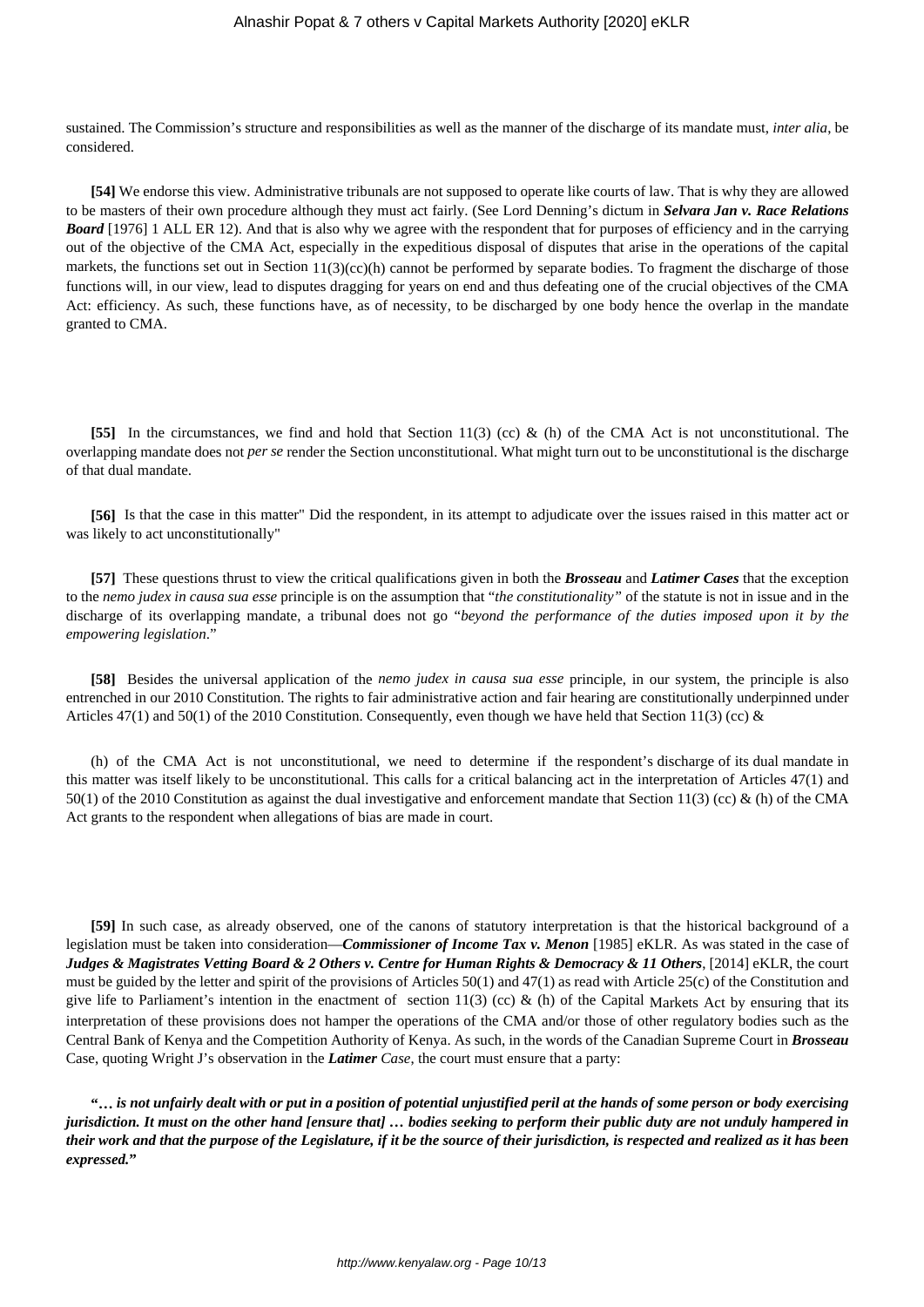sustained. The Commission's structure and responsibilities as well as the manner of the discharge of its mandate must, *inter alia*, be considered.

**[54]** We endorse this view. Administrative tribunals are not supposed to operate like courts of law. That is why they are allowed to be masters of their own procedure although they must act fairly. (See Lord Denning's dictum in ***Selvara Jan v. Race Relations Board*** [1976] 1 ALL ER 12). And that is also why we agree with the respondent that for purposes of efficiency and in the carrying out of the objective of the CMA Act, especially in the expeditious disposal of disputes that arise in the operations of the capital markets, the functions set out in Section 11(3)(cc)(h) cannot be performed by separate bodies. To fragment the discharge of those functions will, in our view, lead to disputes dragging for years on end and thus defeating one of the crucial objectives of the CMA Act: efficiency. As such, these functions have, as of necessity, to be discharged by one body hence the overlap in the mandate granted to CMA.

**[55]** In the circumstances, we find and hold that Section 11(3) (cc) & (h) of the CMA Act is not unconstitutional. The overlapping mandate does not *per se* render the Section unconstitutional. What might turn out to be unconstitutional is the discharge of that dual mandate.

**[56]** Is that the case in this matter" Did the respondent, in its attempt to adjudicate over the issues raised in this matter act or was likely to act unconstitutionally"

**[57]** These questions thrust to view the critical qualifications given in both the ***Brosseau*** and ***Latimer Cases*** that the exception to the *nemo judex in causa sua esse* principle is on the assumption that "*the constitutionality"* of the statute is not in issue and in the discharge of its overlapping mandate, a tribunal does not go "*beyond the performance of the duties imposed upon it by the empowering legislation*."

**[58]** Besides the universal application of the *nemo judex in causa sua esse* principle, in our system, the principle is also entrenched in our 2010 Constitution. The rights to fair administrative action and fair hearing are constitutionally underpinned under Articles 47(1) and 50(1) of the 2010 Constitution. Consequently, even though we have held that Section 11(3) (cc) & (h) of the CMA Act is not unconstitutional, we need to determine if the respondent's discharge of its dual mandate in this matter was itself likely to be unconstitutional. This calls for a critical balancing act in the interpretation of Articles 47(1) and 50(1) of the 2010 Constitution as against the dual investigative and enforcement mandate that Section 11(3) (cc) & (h) of the CMA Act grants to the respondent when allegations of bias are made in court.

**[59]** In such case, as already observed, one of the canons of statutory interpretation is that the historical background of a legislation must be taken into consideration—***Commissioner of Income Tax v. Menon*** [1985] eKLR. As was stated in the case of ***Judges & Magistrates Vetting Board & 2 Others v. Centre for Human Rights & Democracy & 11 Others***, [2014] eKLR, the court must be guided by the letter and spirit of the provisions of Articles 50(1) and 47(1) as read with Article 25(c) of the Constitution and give life to Parliament's intention in the enactment of section 11(3) (cc) & (h) of the Capital Markets Act by ensuring that its interpretation of these provisions does not hamper the operations of the CMA and/or those of other regulatory bodies such as the Central Bank of Kenya and the Competition Authority of Kenya. As such, in the words of the Canadian Supreme Court in ***Brosseau*** Case, quoting Wright J's observation in the ***Latimer*** *Case*, the court must ensure that a party:

***"… is not unfairly dealt with or put in a position of potential unjustified peril at the hands of some person or body exercising jurisdiction. It must on the other hand [ensure that] … bodies seeking to perform their public duty are not unduly hampered in their work and that the purpose of the Legislature, if it be the source of their jurisdiction, is respected and realized as it has been expressed."***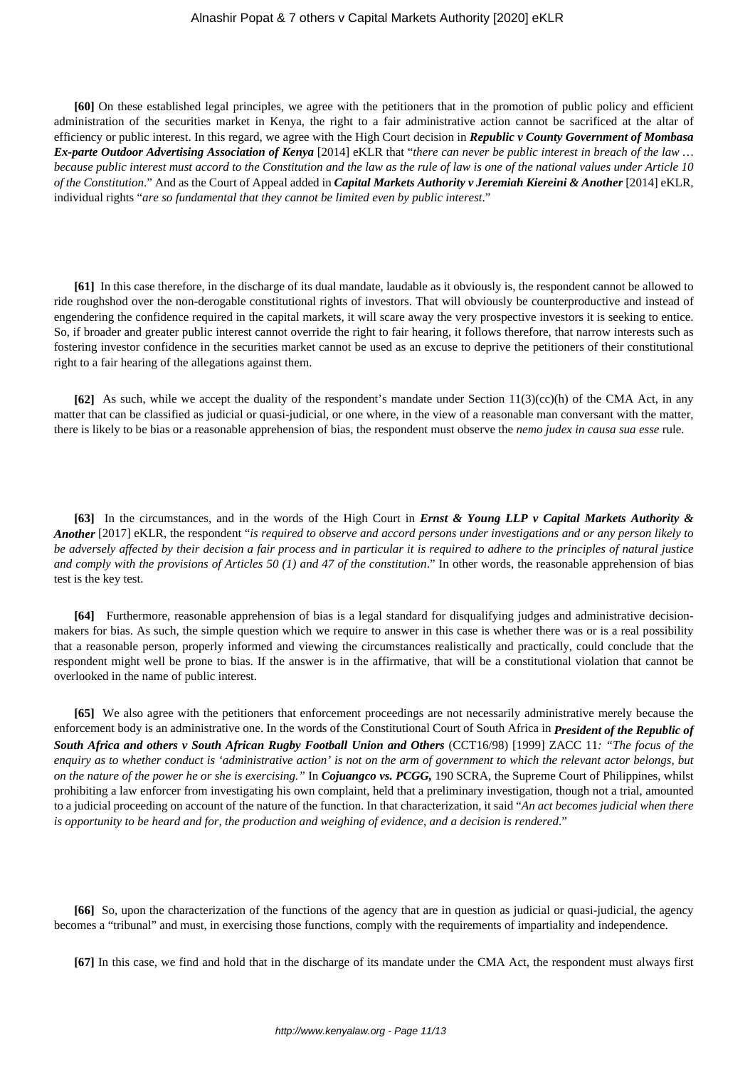**[60]** On these established legal principles, we agree with the petitioners that in the promotion of public policy and efficient administration of the securities market in Kenya, the right to a fair administrative action cannot be sacrificed at the altar of efficiency or public interest. In this regard, we agree with the High Court decision in ***Republic v County Government of Mombasa Ex-parte Outdoor Advertising Association of Kenya*** [2014] eKLR that "*there can never be public interest in breach of the law … because public interest must accord to the Constitution and the law as the rule of law is one of the national values under Article 10 of the Constitution*." And as the Court of Appeal added in ***Capital Markets Authority v Jeremiah Kiereini & Another*** [2014] eKLR, individual rights "*are so fundamental that they cannot be limited even by public interest*."

**[61]** In this case therefore, in the discharge of its dual mandate, laudable as it obviously is, the respondent cannot be allowed to ride roughshod over the non-derogable constitutional rights of investors. That will obviously be counterproductive and instead of engendering the confidence required in the capital markets, it will scare away the very prospective investors it is seeking to entice. So, if broader and greater public interest cannot override the right to fair hearing, it follows therefore, that narrow interests such as fostering investor confidence in the securities market cannot be used as an excuse to deprive the petitioners of their constitutional right to a fair hearing of the allegations against them.

**[62]** As such, while we accept the duality of the respondent's mandate under Section 11(3)(cc)(h) of the CMA Act, in any matter that can be classified as judicial or quasi-judicial, or one where, in the view of a reasonable man conversant with the matter, there is likely to be bias or a reasonable apprehension of bias, the respondent must observe the *nemo judex in causa sua esse* rule.

**[63]** In the circumstances, and in the words of the High Court in ***Ernst & Young LLP v Capital Markets Authority & Another*** [2017] eKLR, the respondent "*is required to observe and accord persons under investigations and or any person likely to be adversely affected by their decision a fair process and in particular it is required to adhere to the principles of natural justice and comply with the provisions of Articles 50 (1) and 47 of the constitution*." In other words, the reasonable apprehension of bias test is the key test.

**[64]** Furthermore, reasonable apprehension of bias is a legal standard for disqualifying judges and administrative decision-makers for bias. As such, the simple question which we require to answer in this case is whether there was or is a real possibility that a reasonable person, properly informed and viewing the circumstances realistically and practically, could conclude that the respondent might well be prone to bias. If the answer is in the affirmative, that will be a constitutional violation that cannot be overlooked in the name of public interest.

**[65]** We also agree with the petitioners that enforcement proceedings are not necessarily administrative merely because the enforcement body is an administrative one. In the words of the Constitutional Court of South Africa in ***President of the Republic of South Africa and others v South African Rugby Football Union and Others*** (CCT16/98) [1999] ZACC 11*: "The focus of the enquiry as to whether conduct is 'administrative action' is not on the arm of government to which the relevant actor belongs, but on the nature of the power he or she is exercising."* In ***Cojuangco vs. PCGG,*** 190 SCRA, the Supreme Court of Philippines, whilst prohibiting a law enforcer from investigating his own complaint, held that a preliminary investigation, though not a trial, amounted to a judicial proceeding on account of the nature of the function. In that characterization, it said "*An act becomes judicial when there is opportunity to be heard and for, the production and weighing of evidence, and a decision is rendered*."

**[66]** So, upon the characterization of the functions of the agency that are in question as judicial or quasi-judicial, the agency becomes a "tribunal" and must, in exercising those functions, comply with the requirements of impartiality and independence.

**[67]** In this case, we find and hold that in the discharge of its mandate under the CMA Act, the respondent must always first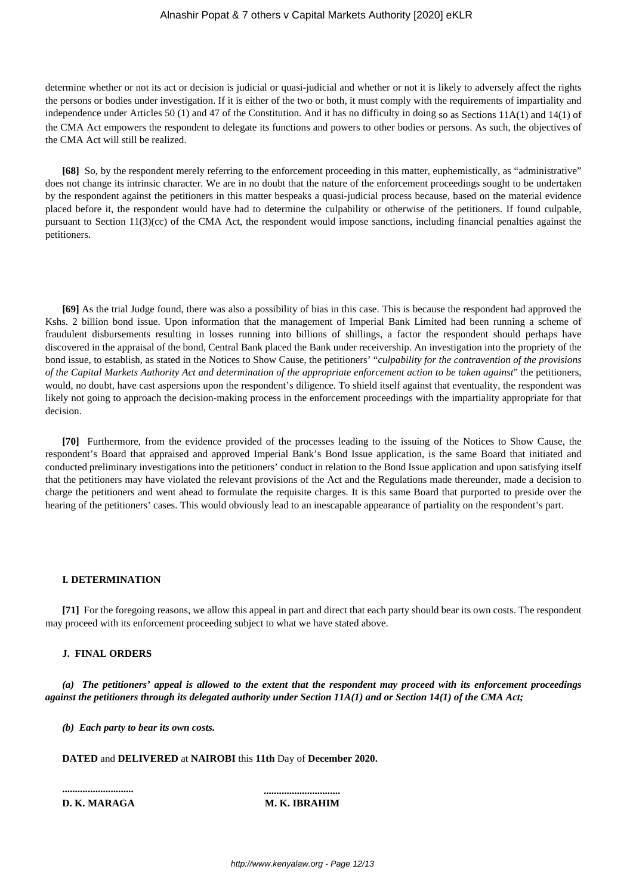determine whether or not its act or decision is judicial or quasi-judicial and whether or not it is likely to adversely affect the rights the persons or bodies under investigation. If it is either of the two or both, it must comply with the requirements of impartiality and independence under Articles 50 (1) and 47 of the Constitution. And it has no difficulty in doing so as Sections 11A(1) and 14(1) of the CMA Act empowers the respondent to delegate its functions and powers to other bodies or persons. As such, the objectives of the CMA Act will still be realized.

**[68]** So, by the respondent merely referring to the enforcement proceeding in this matter, euphemistically, as "administrative" does not change its intrinsic character. We are in no doubt that the nature of the enforcement proceedings sought to be undertaken by the respondent against the petitioners in this matter bespeaks a quasi-judicial process because, based on the material evidence placed before it, the respondent would have had to determine the culpability or otherwise of the petitioners. If found culpable, pursuant to Section 11(3)(cc) of the CMA Act, the respondent would impose sanctions, including financial penalties against the petitioners.

**[69]** As the trial Judge found, there was also a possibility of bias in this case. This is because the respondent had approved the Kshs. 2 billion bond issue. Upon information that the management of Imperial Bank Limited had been running a scheme of fraudulent disbursements resulting in losses running into billions of shillings, a factor the respondent should perhaps have discovered in the appraisal of the bond, Central Bank placed the Bank under receivership. An investigation into the propriety of the bond issue, to establish, as stated in the Notices to Show Cause, the petitioners' "*culpability for the contravention of the provisions of the Capital Markets Authority Act and determination of the appropriate enforcement action to be taken against*" the petitioners, would, no doubt, have cast aspersions upon the respondent's diligence. To shield itself against that eventuality, the respondent was likely not going to approach the decision-making process in the enforcement proceedings with the impartiality appropriate for that decision.

**[70]** Furthermore, from the evidence provided of the processes leading to the issuing of the Notices to Show Cause, the respondent's Board that appraised and approved Imperial Bank's Bond Issue application, is the same Board that initiated and conducted preliminary investigations into the petitioners' conduct in relation to the Bond Issue application and upon satisfying itself that the petitioners may have violated the relevant provisions of the Act and the Regulations made thereunder, made a decision to charge the petitioners and went ahead to formulate the requisite charges. It is this same Board that purported to preside over the hearing of the petitioners' cases. This would obviously lead to an inescapable appearance of partiality on the respondent's part.

## I. DETERMINATION

**[71]** For the foregoing reasons, we allow this appeal in part and direct that each party should bear its own costs. The respondent may proceed with its enforcement proceeding subject to what we have stated above.

## J. FINAL ORDERS

***(a) The petitioners' appeal is allowed to the extent that the respondent may proceed with its enforcement proceedings against the petitioners through its delegated authority under Section 11A(1) and or Section 14(1) of the CMA Act;***

***(b) Each party to bear its own costs.***

**DATED** and **DELIVERED** at **NAIROBI** this **11th** Day of **December 2020.**

**...........................** **.............................**

**D. K. MARAGA** **M. K. IBRAHIM**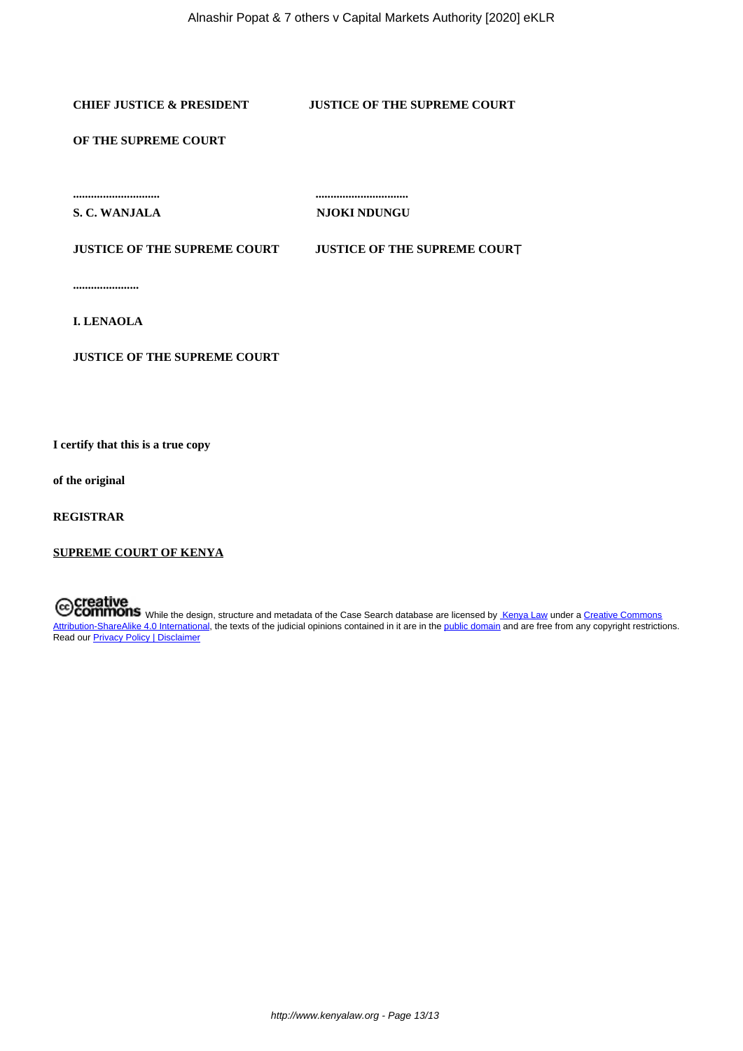**CHIEF JUSTICE & PRESIDENT** **JUSTICE OF THE SUPREME COURT**

**OF THE SUPREME COURT**

**..............................** **...............................**

**S. C. WANJALA** **NJOKI NDUNGU**

**JUSTICE OF THE SUPREME COURT** **JUSTICE OF THE SUPREME COURT**

**......................**

**I. LENAOLA**

**JUSTICE OF THE SUPREME COURT**

**I certify that this is a true copy**

**of the original**

**REGISTRAR**

**SUPREME COURT OF KENYA**

While the design, structure and metadata of the Case Search database are licensed by Kenya Law under a Creative Commons Attribution-ShareAlike 4.0 International, the texts of the judicial opinions contained in it are in the public domain and are free from any copyright restrictions. Read our Privacy Policy | Disclaimer